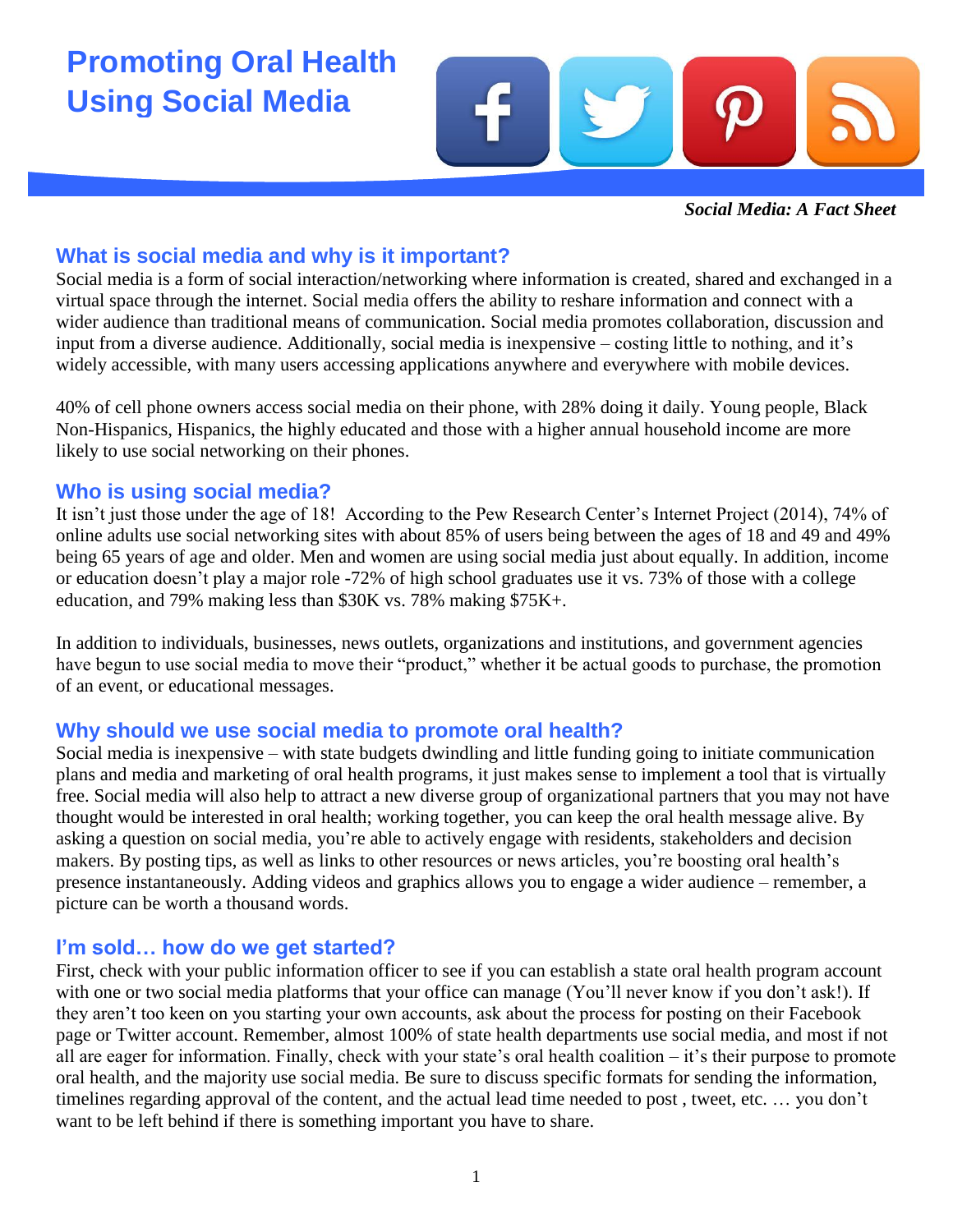# Promoting Oral Health Using Social Media

***Social Media: A Fact Sheet***

## What is social media and why is it important?

Social media is a form of social interaction/networking where information is created, shared and exchanged in a virtual space through the internet. Social media offers the ability to reshare information and connect with a wider audience than traditional means of communication. Social media promotes collaboration, discussion and input from a diverse audience. Additionally, social media is inexpensive – costing little to nothing, and it's widely accessible, with many users accessing applications anywhere and everywhere with mobile devices.

40% of cell phone owners access social media on their phone, with 28% doing it daily. Young people, Black Non-Hispanics, Hispanics, the highly educated and those with a higher annual household income are more likely to use social networking on their phones.

## Who is using social media?

It isn't just those under the age of 18! According to the Pew Research Center's Internet Project (2014), 74% of online adults use social networking sites with about 85% of users being between the ages of 18 and 49 and 49% being 65 years of age and older. Men and women are using social media just about equally. In addition, income or education doesn't play a major role -72% of high school graduates use it vs. 73% of those with a college education, and 79% making less than $30K vs. 78% making $75K+.

In addition to individuals, businesses, news outlets, organizations and institutions, and government agencies have begun to use social media to move their "product," whether it be actual goods to purchase, the promotion of an event, or educational messages.

## Why should we use social media to promote oral health?

Social media is inexpensive – with state budgets dwindling and little funding going to initiate communication plans and media and marketing of oral health programs, it just makes sense to implement a tool that is virtually free. Social media will also help to attract a new diverse group of organizational partners that you may not have thought would be interested in oral health; working together, you can keep the oral health message alive. By asking a question on social media, you're able to actively engage with residents, stakeholders and decision makers. By posting tips, as well as links to other resources or news articles, you're boosting oral health's presence instantaneously. Adding videos and graphics allows you to engage a wider audience – remember, a picture can be worth a thousand words.

## I'm sold… how do we get started?

First, check with your public information officer to see if you can establish a state oral health program account with one or two social media platforms that your office can manage (You'll never know if you don't ask!). If they aren't too keen on you starting your own accounts, ask about the process for posting on their Facebook page or Twitter account. Remember, almost 100% of state health departments use social media, and most if not all are eager for information. Finally, check with your state's oral health coalition – it's their purpose to promote oral health, and the majority use social media. Be sure to discuss specific formats for sending the information, timelines regarding approval of the content, and the actual lead time needed to post , tweet, etc. … you don't want to be left behind if there is something important you have to share.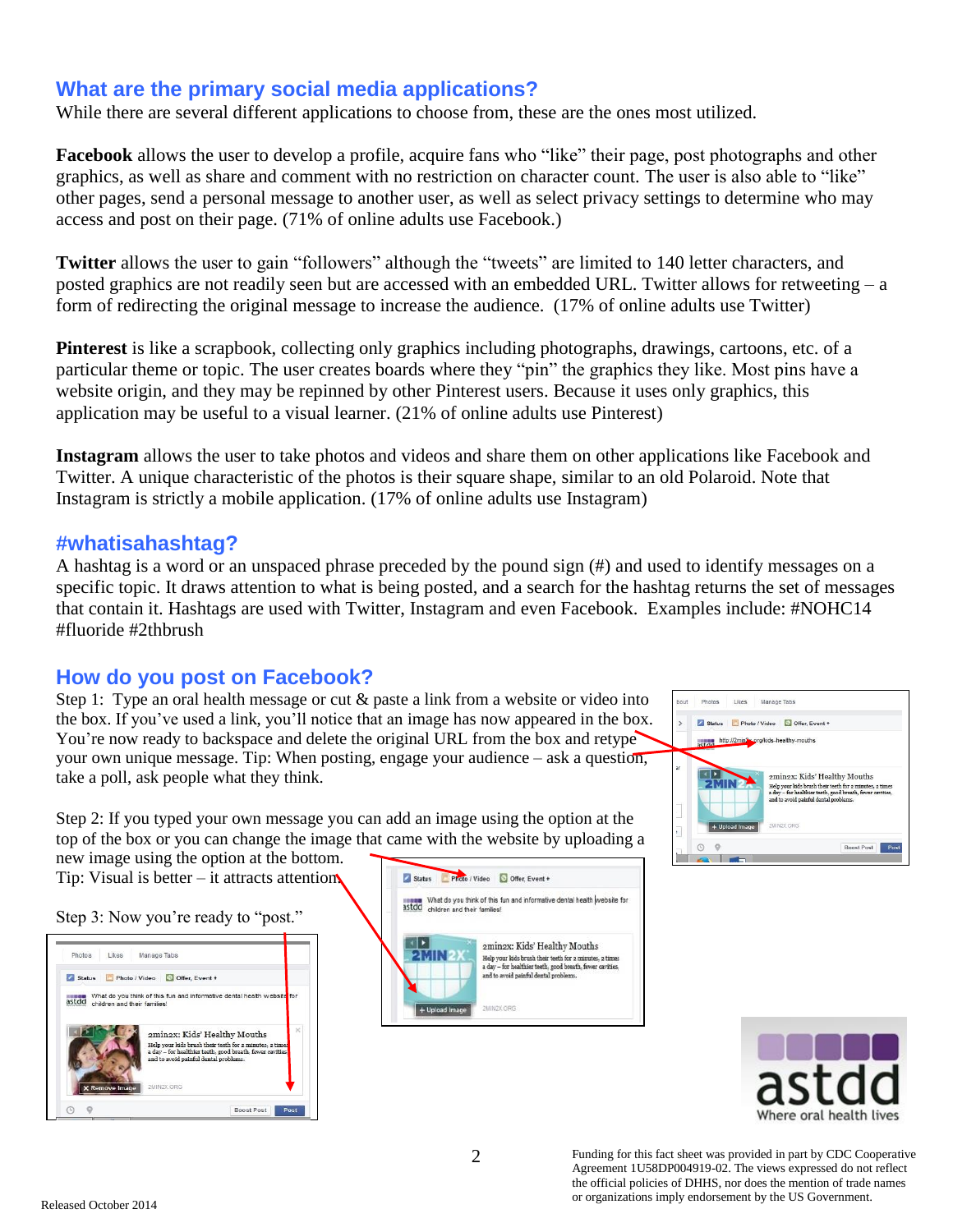## What are the primary social media applications?

While there are several different applications to choose from, these are the ones most utilized.

**Facebook** allows the user to develop a profile, acquire fans who "like" their page, post photographs and other graphics, as well as share and comment with no restriction on character count. The user is also able to "like" other pages, send a personal message to another user, as well as select privacy settings to determine who may access and post on their page. (71% of online adults use Facebook.)

**Twitter** allows the user to gain "followers" although the "tweets" are limited to 140 letter characters, and posted graphics are not readily seen but are accessed with an embedded URL. Twitter allows for retweeting – a form of redirecting the original message to increase the audience. (17% of online adults use Twitter)

**Pinterest** is like a scrapbook, collecting only graphics including photographs, drawings, cartoons, etc. of a particular theme or topic. The user creates boards where they "pin" the graphics they like. Most pins have a website origin, and they may be repinned by other Pinterest users. Because it uses only graphics, this application may be useful to a visual learner. (21% of online adults use Pinterest)

**Instagram** allows the user to take photos and videos and share them on other applications like Facebook and Twitter. A unique characteristic of the photos is their square shape, similar to an old Polaroid. Note that Instagram is strictly a mobile application. (17% of online adults use Instagram)

## #whatisahashtag?

A hashtag is a word or an unspaced phrase preceded by the pound sign (#) and used to identify messages on a specific topic. It draws attention to what is being posted, and a search for the hashtag returns the set of messages that contain it. Hashtags are used with Twitter, Instagram and even Facebook. Examples include: #NOHC14 #fluoride #2thbrush

## How do you post on Facebook?

Step 1: Type an oral health message or cut & paste a link from a website or video into the box. If you've used a link, you'll notice that an image has now appeared in the box. You're now ready to backspace and delete the original URL from the box and retype your own unique message. Tip: When posting, engage your audience – ask a question, take a poll, ask people what they think.

Step 2: If you typed your own message you can add an image using the option at the top of the box or you can change the image that came with the website by uploading a new image using the option at the bottom.
Tip: Visual is better – it attracts attention.

Step 3: Now you're ready to "post."

Funding for this fact sheet was provided in part by CDC Cooperative Agreement 1U58DP004919-02. The views expressed do not reflect the official policies of DHHS, nor does the mention of trade names or organizations imply endorsement by the US Government.

Released October 2014